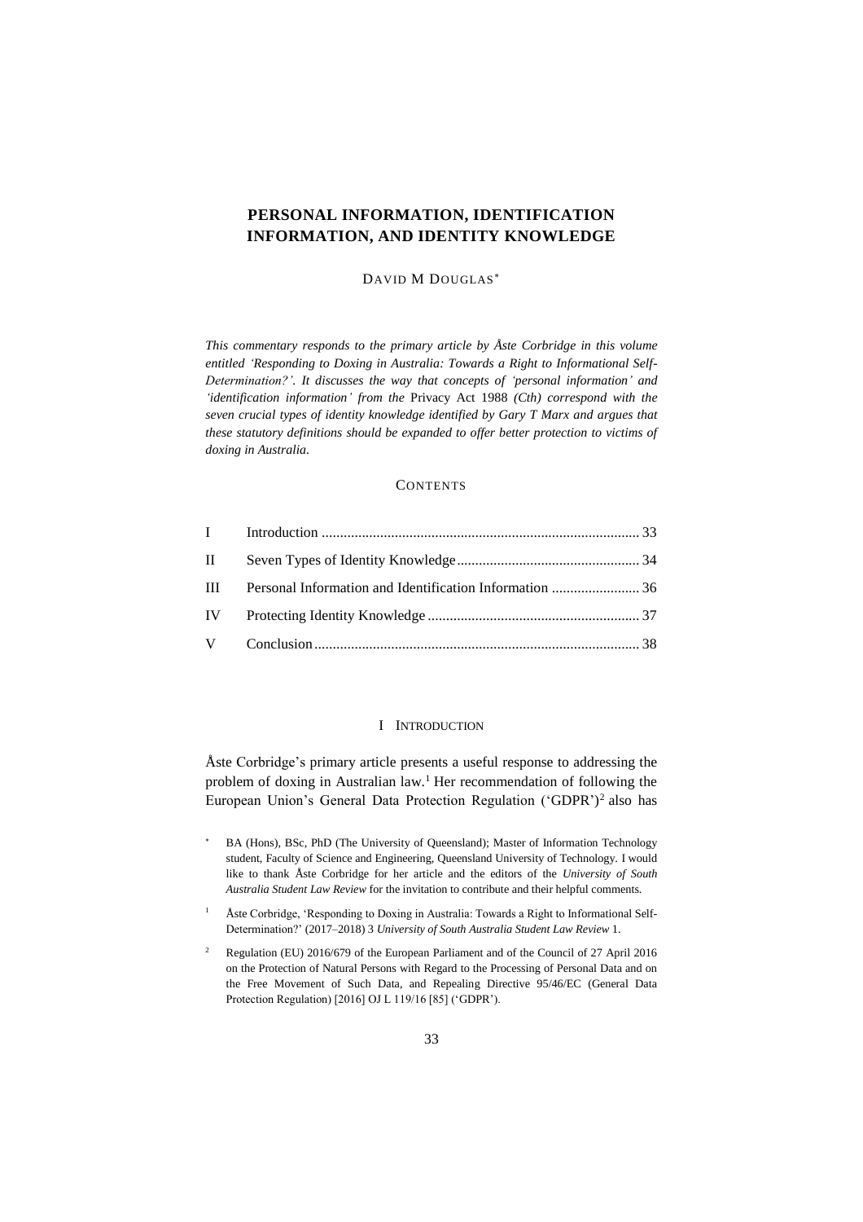# PERSONAL INFORMATION, IDENTIFICATION INFORMATION, AND IDENTITY KNOWLEDGE

DAVID M DOUGLAS[*]

*This commentary responds to the primary article by Åste Corbridge in this volume entitled 'Responding to Doxing in Australia: Towards a Right to Informational Self-Determination?'. It discusses the way that concepts of 'personal information' and 'identification information' from the* Privacy Act 1988 *(Cth) correspond with the seven crucial types of identity knowledge identified by Gary T Marx and argues that these statutory definitions should be expanded to offer better protection to victims of doxing in Australia.*

## CONTENTS

| | | |
|---|---|---|
| I | Introduction | 33 |
| II | Seven Types of Identity Knowledge | 34 |
| III | Personal Information and Identification Information | 36 |
| IV | Protecting Identity Knowledge | 37 |
| V | Conclusion | 38 |

## I INTRODUCTION

Åste Corbridge's primary article presents a useful response to addressing the problem of doxing in Australian law.[1] Her recommendation of following the European Union's General Data Protection Regulation ('GDPR')[2] also has

---

[*] BA (Hons), BSc, PhD (The University of Queensland); Master of Information Technology student, Faculty of Science and Engineering, Queensland University of Technology. I would like to thank Åste Corbridge for her article and the editors of the *University of South Australia Student Law Review* for the invitation to contribute and their helpful comments.

[1] Åste Corbridge, 'Responding to Doxing in Australia: Towards a Right to Informational Self-Determination?' (2017–2018) 3 *University of South Australia Student Law Review* 1.

[2] Regulation (EU) 2016/679 of the European Parliament and of the Council of 27 April 2016 on the Protection of Natural Persons with Regard to the Processing of Personal Data and on the Free Movement of Such Data, and Repealing Directive 95/46/EC (General Data Protection Regulation) [2016] OJ L 119/16 [85] ('GDPR').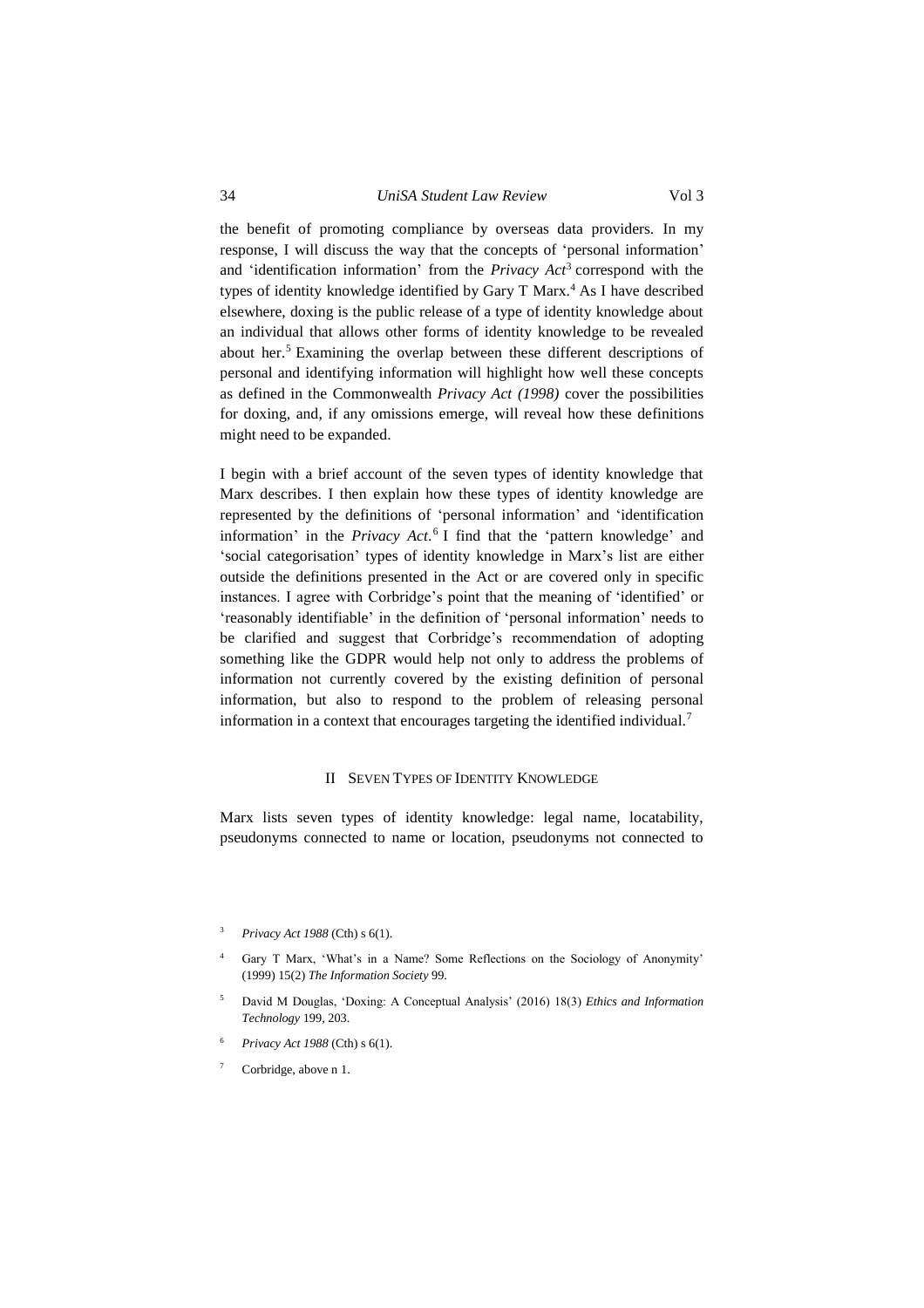the benefit of promoting compliance by overseas data providers. In my response, I will discuss the way that the concepts of 'personal information' and 'identification information' from the *Privacy Act*[3] correspond with the types of identity knowledge identified by Gary T Marx.[4] As I have described elsewhere, doxing is the public release of a type of identity knowledge about an individual that allows other forms of identity knowledge to be revealed about her.[5] Examining the overlap between these different descriptions of personal and identifying information will highlight how well these concepts as defined in the Commonwealth *Privacy Act (1998)* cover the possibilities for doxing, and, if any omissions emerge, will reveal how these definitions might need to be expanded.

I begin with a brief account of the seven types of identity knowledge that Marx describes. I then explain how these types of identity knowledge are represented by the definitions of 'personal information' and 'identification information' in the *Privacy Act*.[6] I find that the 'pattern knowledge' and 'social categorisation' types of identity knowledge in Marx's list are either outside the definitions presented in the Act or are covered only in specific instances. I agree with Corbridge's point that the meaning of 'identified' or 'reasonably identifiable' in the definition of 'personal information' needs to be clarified and suggest that Corbridge's recommendation of adopting something like the GDPR would help not only to address the problems of information not currently covered by the existing definition of personal information, but also to respond to the problem of releasing personal information in a context that encourages targeting the identified individual.[7]

## II Seven Types of Identity Knowledge

Marx lists seven types of identity knowledge: legal name, locatability, pseudonyms connected to name or location, pseudonyms not connected to

---

[3] *Privacy Act 1988* (Cth) s 6(1).

[4] Gary T Marx, 'What's in a Name? Some Reflections on the Sociology of Anonymity' (1999) 15(2) *The Information Society* 99.

[5] David M Douglas, 'Doxing: A Conceptual Analysis' (2016) 18(3) *Ethics and Information Technology* 199, 203.

[6] *Privacy Act 1988* (Cth) s 6(1).

[7] Corbridge, above n 1.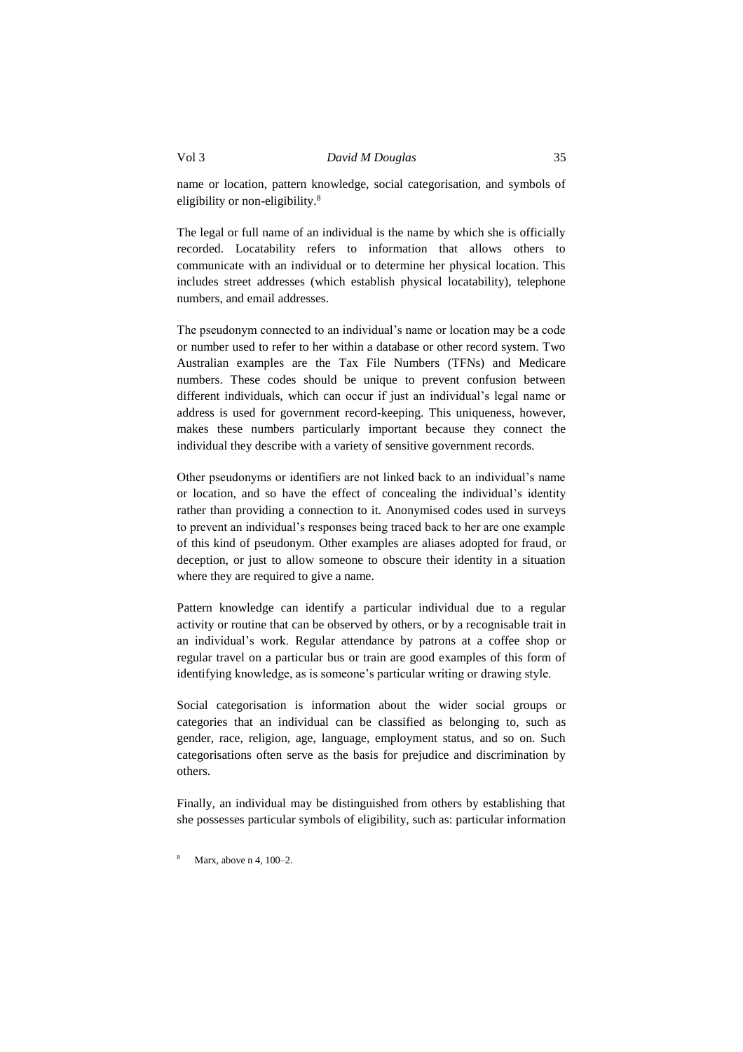name or location, pattern knowledge, social categorisation, and symbols of eligibility or non-eligibility.[8]

The legal or full name of an individual is the name by which she is officially recorded. Locatability refers to information that allows others to communicate with an individual or to determine her physical location. This includes street addresses (which establish physical locatability), telephone numbers, and email addresses.

The pseudonym connected to an individual's name or location may be a code or number used to refer to her within a database or other record system. Two Australian examples are the Tax File Numbers (TFNs) and Medicare numbers. These codes should be unique to prevent confusion between different individuals, which can occur if just an individual's legal name or address is used for government record-keeping. This uniqueness, however, makes these numbers particularly important because they connect the individual they describe with a variety of sensitive government records.

Other pseudonyms or identifiers are not linked back to an individual's name or location, and so have the effect of concealing the individual's identity rather than providing a connection to it. Anonymised codes used in surveys to prevent an individual's responses being traced back to her are one example of this kind of pseudonym. Other examples are aliases adopted for fraud, or deception, or just to allow someone to obscure their identity in a situation where they are required to give a name.

Pattern knowledge can identify a particular individual due to a regular activity or routine that can be observed by others, or by a recognisable trait in an individual's work. Regular attendance by patrons at a coffee shop or regular travel on a particular bus or train are good examples of this form of identifying knowledge, as is someone's particular writing or drawing style.

Social categorisation is information about the wider social groups or categories that an individual can be classified as belonging to, such as gender, race, religion, age, language, employment status, and so on. Such categorisations often serve as the basis for prejudice and discrimination by others.

Finally, an individual may be distinguished from others by establishing that she possesses particular symbols of eligibility, such as: particular information

[8] Marx, above n 4, 100–2.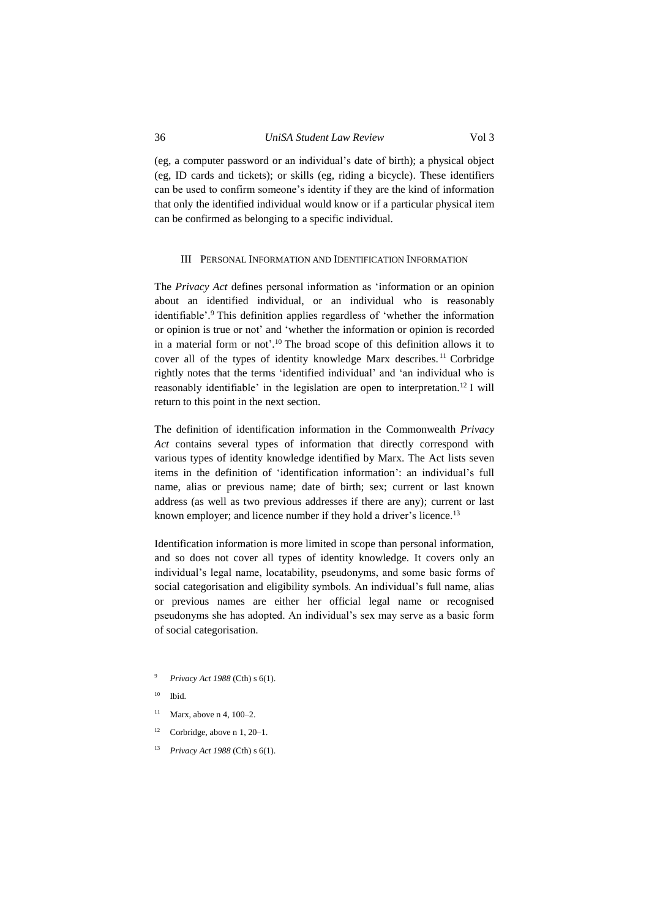(eg, a computer password or an individual's date of birth); a physical object (eg, ID cards and tickets); or skills (eg, riding a bicycle). These identifiers can be used to confirm someone's identity if they are the kind of information that only the identified individual would know or if a particular physical item can be confirmed as belonging to a specific individual.

## III Personal Information and Identification Information

The *Privacy Act* defines personal information as 'information or an opinion about an identified individual, or an individual who is reasonably identifiable'.[9] This definition applies regardless of 'whether the information or opinion is true or not' and 'whether the information or opinion is recorded in a material form or not'.[10] The broad scope of this definition allows it to cover all of the types of identity knowledge Marx describes.[11] Corbridge rightly notes that the terms 'identified individual' and 'an individual who is reasonably identifiable' in the legislation are open to interpretation.[12] I will return to this point in the next section.

The definition of identification information in the Commonwealth *Privacy Act* contains several types of information that directly correspond with various types of identity knowledge identified by Marx. The Act lists seven items in the definition of 'identification information': an individual's full name, alias or previous name; date of birth; sex; current or last known address (as well as two previous addresses if there are any); current or last known employer; and licence number if they hold a driver's licence.[13]

Identification information is more limited in scope than personal information, and so does not cover all types of identity knowledge. It covers only an individual's legal name, locatability, pseudonyms, and some basic forms of social categorisation and eligibility symbols. An individual's full name, alias or previous names are either her official legal name or recognised pseudonyms she has adopted. An individual's sex may serve as a basic form of social categorisation.

---

[9] *Privacy Act 1988* (Cth) s 6(1).

[10] Ibid.

[11] Marx, above n 4, 100–2.

[12] Corbridge, above n 1, 20–1.

[13] *Privacy Act 1988* (Cth) s 6(1).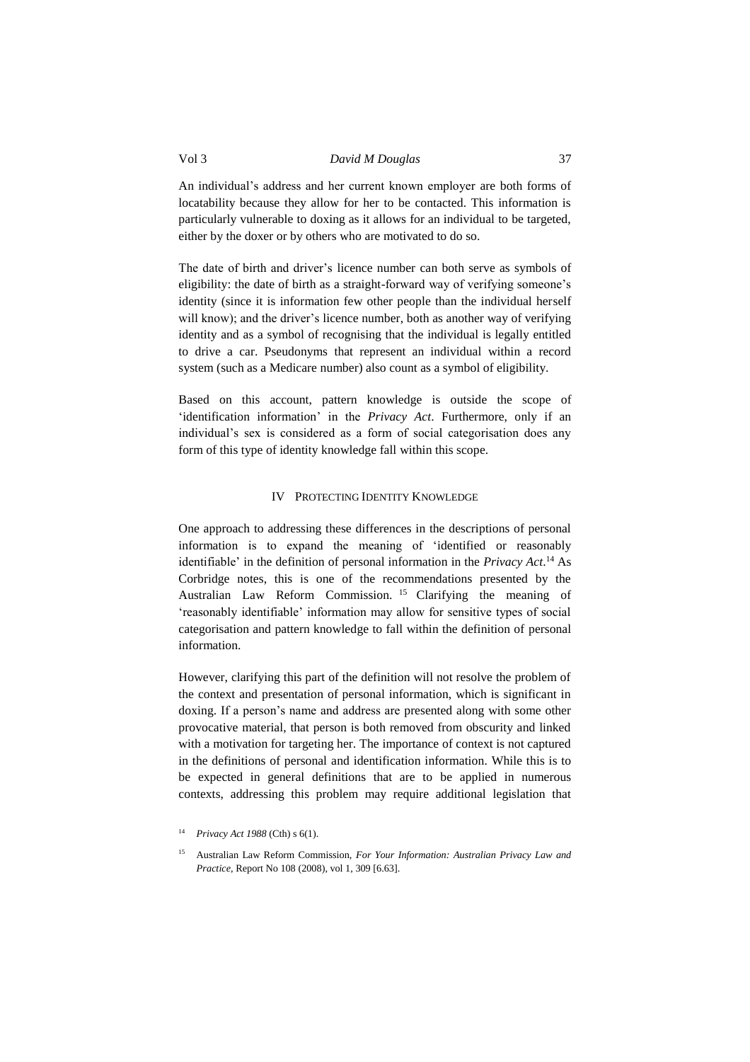An individual's address and her current known employer are both forms of locatability because they allow for her to be contacted. This information is particularly vulnerable to doxing as it allows for an individual to be targeted, either by the doxer or by others who are motivated to do so.

The date of birth and driver's licence number can both serve as symbols of eligibility: the date of birth as a straight-forward way of verifying someone's identity (since it is information few other people than the individual herself will know); and the driver's licence number, both as another way of verifying identity and as a symbol of recognising that the individual is legally entitled to drive a car. Pseudonyms that represent an individual within a record system (such as a Medicare number) also count as a symbol of eligibility.

Based on this account, pattern knowledge is outside the scope of 'identification information' in the *Privacy Act*. Furthermore, only if an individual's sex is considered as a form of social categorisation does any form of this type of identity knowledge fall within this scope.

## IV Protecting Identity Knowledge

One approach to addressing these differences in the descriptions of personal information is to expand the meaning of 'identified or reasonably identifiable' in the definition of personal information in the *Privacy Act*.[14] As Corbridge notes, this is one of the recommendations presented by the Australian Law Reform Commission.[15] Clarifying the meaning of 'reasonably identifiable' information may allow for sensitive types of social categorisation and pattern knowledge to fall within the definition of personal information.

However, clarifying this part of the definition will not resolve the problem of the context and presentation of personal information, which is significant in doxing. If a person's name and address are presented along with some other provocative material, that person is both removed from obscurity and linked with a motivation for targeting her. The importance of context is not captured in the definitions of personal and identification information. While this is to be expected in general definitions that are to be applied in numerous contexts, addressing this problem may require additional legislation that

[14] *Privacy Act 1988* (Cth) s 6(1).

[15] Australian Law Reform Commission, *For Your Information: Australian Privacy Law and Practice*, Report No 108 (2008), vol 1, 309 [6.63].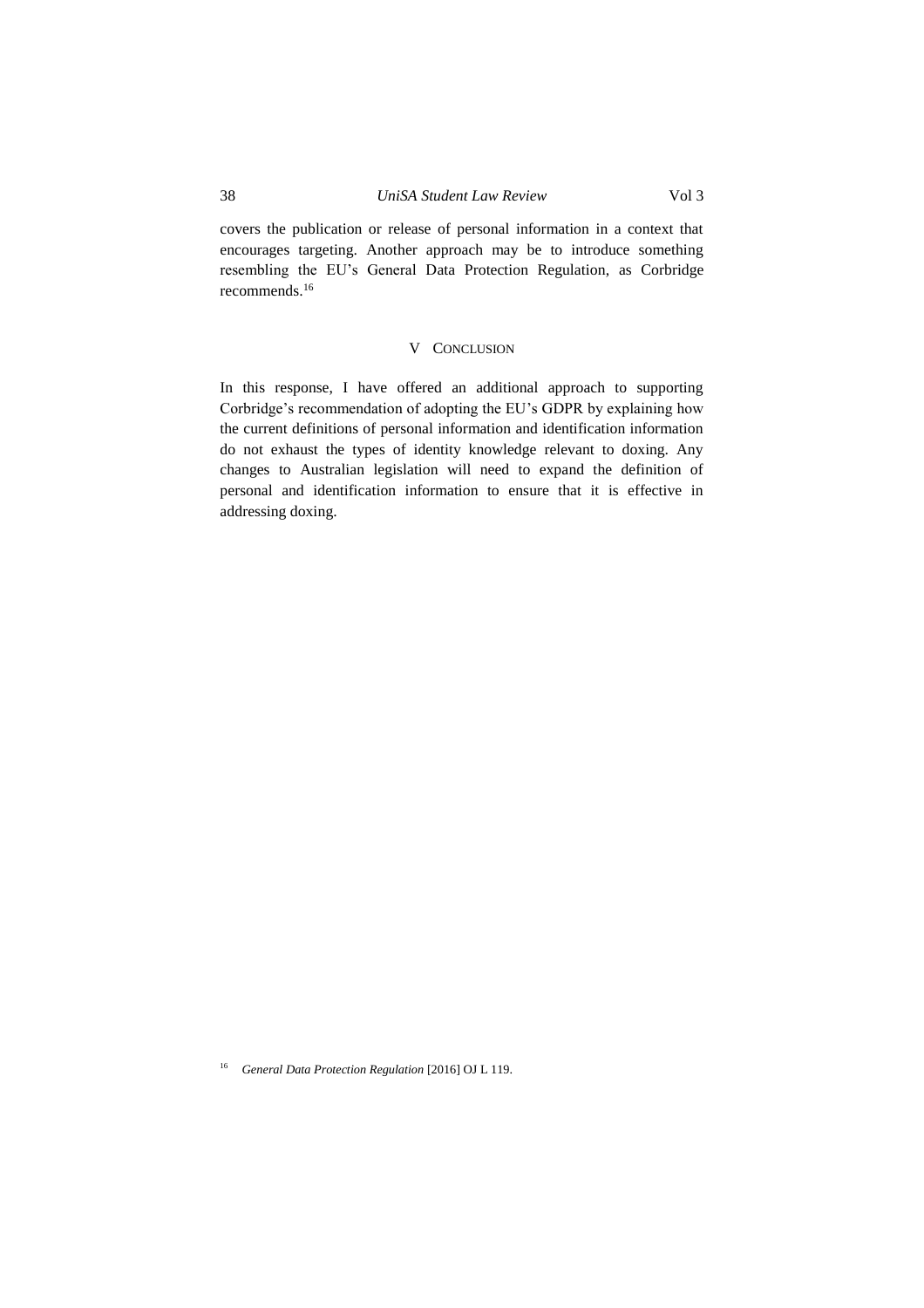covers the publication or release of personal information in a context that encourages targeting. Another approach may be to introduce something resembling the EU's General Data Protection Regulation, as Corbridge recommends.[16]

## V Conclusion

In this response, I have offered an additional approach to supporting Corbridge's recommendation of adopting the EU's GDPR by explaining how the current definitions of personal information and identification information do not exhaust the types of identity knowledge relevant to doxing. Any changes to Australian legislation will need to expand the definition of personal and identification information to ensure that it is effective in addressing doxing.

[16] *General Data Protection Regulation* [2016] OJ L 119.